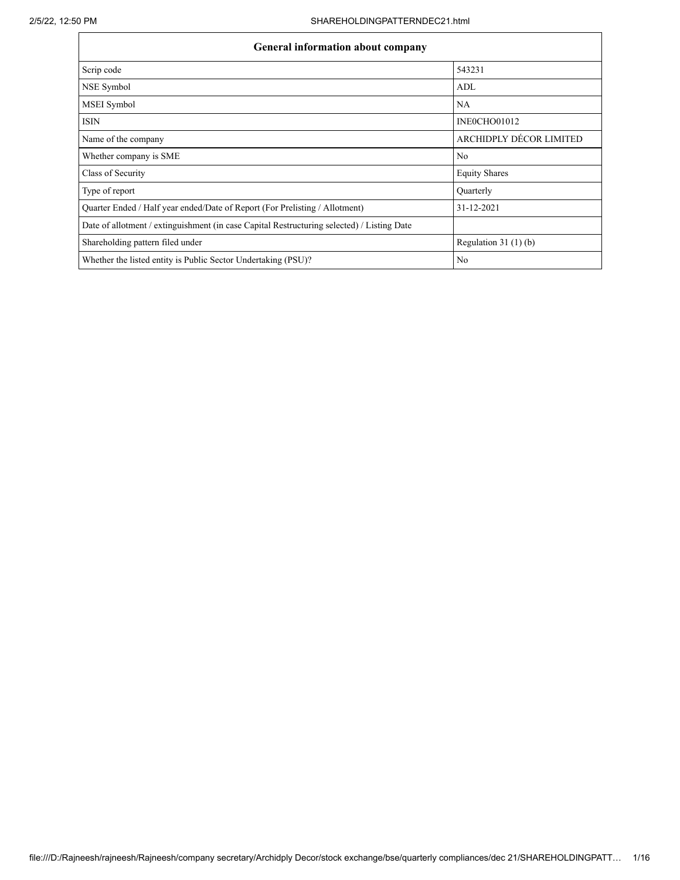| General information about company | |
|---|---|
| Scrip code | 543231 |
| NSE Symbol | ADL |
| MSEI Symbol | NA |
| ISIN | INE0CHO01012 |
| Name of the company | ARCHIDPLY DÉCOR LIMITED |
| Whether company is SME | No |
| Class of Security | Equity Shares |
| Type of report | Quarterly |
| Quarter Ended / Half year ended/Date of Report (For Prelisting / Allotment) | 31-12-2021 |
| Date of allotment / extinguishment (in case Capital Restructuring selected) / Listing Date | |
| Shareholding pattern filed under | Regulation 31 (1) (b) |
| Whether the listed entity is Public Sector Undertaking (PSU)? | No |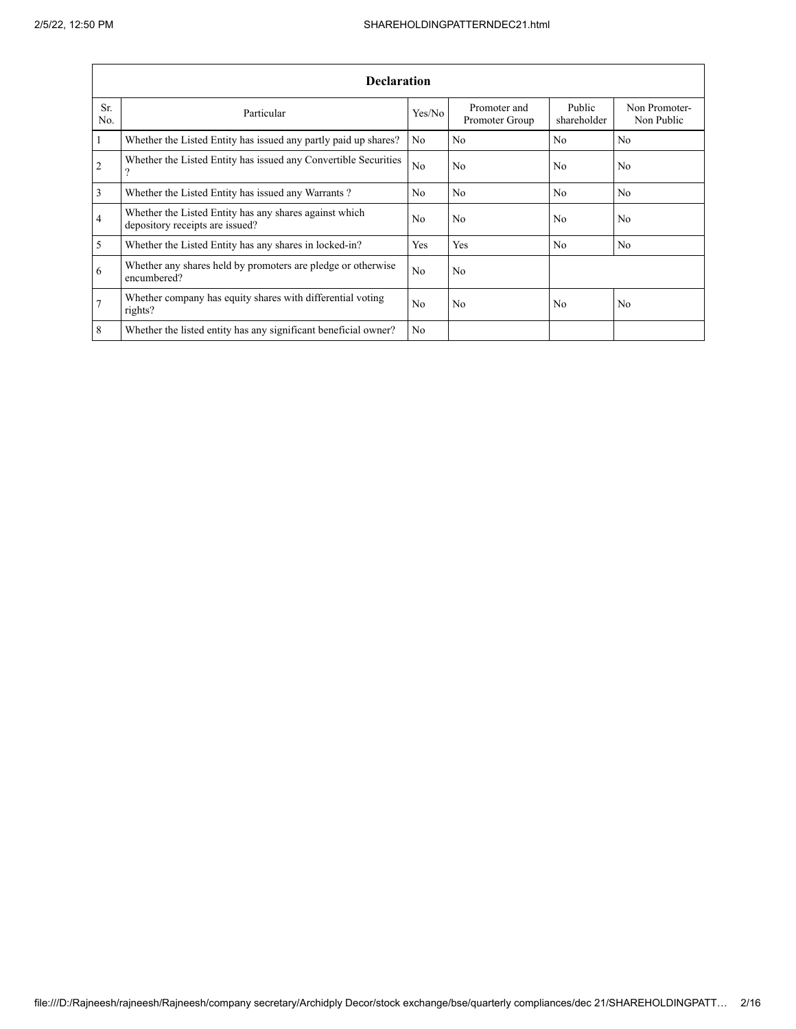| Declaration | | | | | |
|---|---|---|---|---|---|
| Sr. No. | Particular | Yes/No | Promoter and Promoter Group | Public shareholder | Non Promoter-Non Public |
| 1 | Whether the Listed Entity has issued any partly paid up shares? | No | No | No | No |
| 2 | Whether the Listed Entity has issued any Convertible Securities ? | No | No | No | No |
| 3 | Whether the Listed Entity has issued any Warrants ? | No | No | No | No |
| 4 | Whether the Listed Entity has any shares against which depository receipts are issued? | No | No | No | No |
| 5 | Whether the Listed Entity has any shares in locked-in? | Yes | Yes | No | No |
| 6 | Whether any shares held by promoters are pledge or otherwise encumbered? | No | No | | |
| 7 | Whether company has equity shares with differential voting rights? | No | No | No | No |
| 8 | Whether the listed entity has any significant beneficial owner? | No | | | |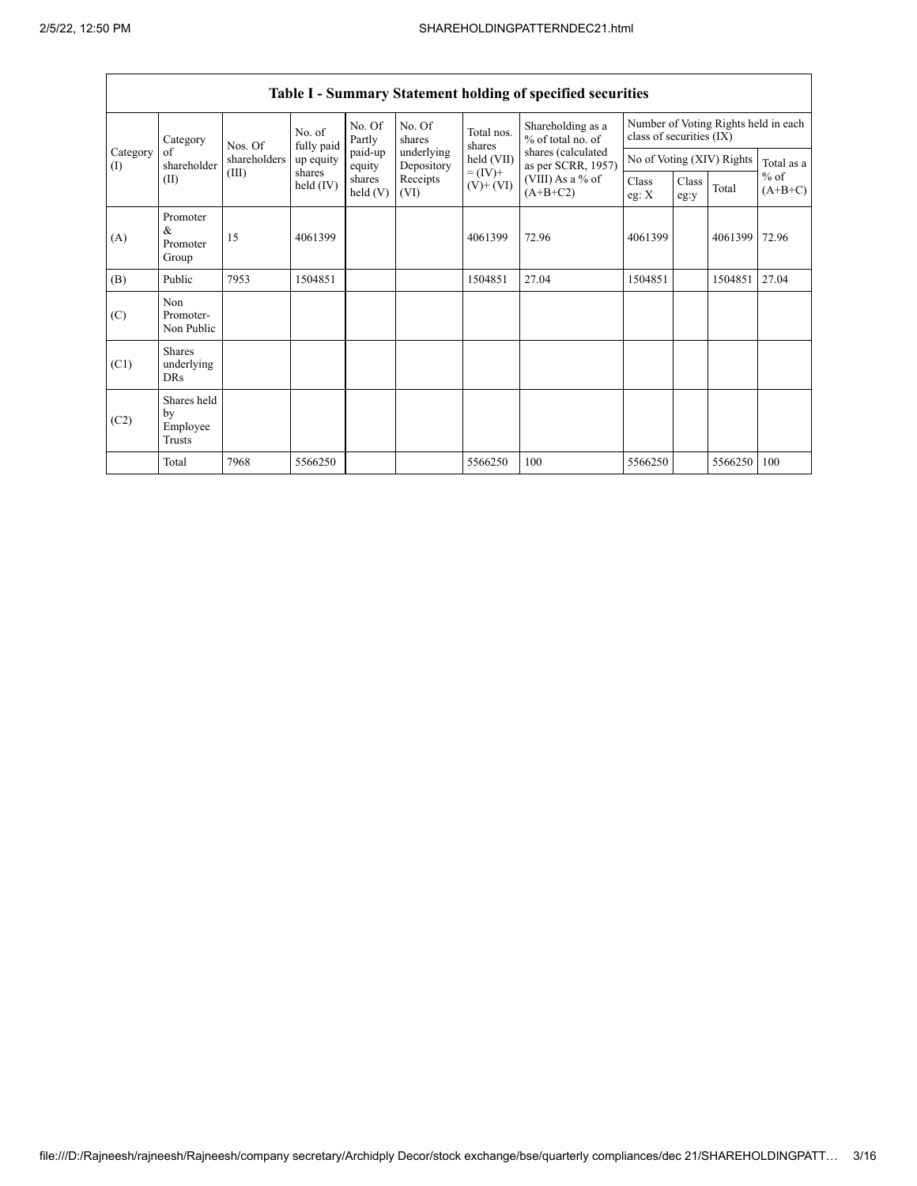## Table I - Summary Statement holding of specified securities

| Category (I) | Category of shareholder (II) | Nos. Of shareholders (III) | No. of fully paid up equity shares held (IV) | No. Of Partly paid-up equity shares held (V) | No. Of shares underlying Depository Receipts (VI) | Total nos. shares held (VII) = (IV)+ (V)+ (VI) | Shareholding as a % of total no. of shares (calculated as per SCRR, 1957) (VIII) As a % of (A+B+C2) | Number of Voting Rights held in each class of securities (IX) | | | |
|---|---|---|---|---|---|---|---|---|---|---|---|
| | | | | | | | | No of Voting (XIV) Rights | | | Total as a % of (A+B+C) |
| | | | | | | | | Class eg: X | Class eg:y | Total | |
| (A) | Promoter & Promoter Group | 15 | 4061399 | | | 4061399 | 72.96 | 4061399 | | 4061399 | 72.96 |
| (B) | Public | 7953 | 1504851 | | | 1504851 | 27.04 | 1504851 | | 1504851 | 27.04 |
| (C) | Non Promoter- Non Public | | | | | | | | | | |
| (C1) | Shares underlying DRs | | | | | | | | | | |
| (C2) | Shares held by Employee Trusts | | | | | | | | | | |
| | Total | 7968 | 5566250 | | | 5566250 | 100 | 5566250 | | 5566250 | 100 |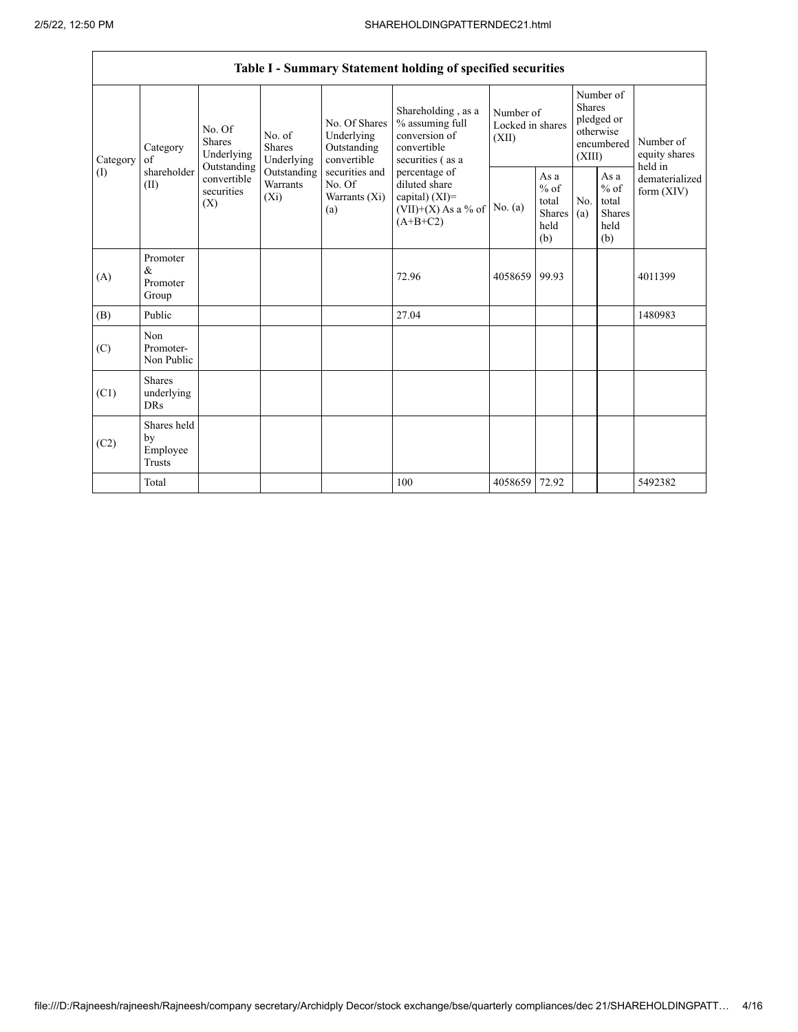| Table I - Summary Statement holding of specified securities | | | | | | | | | | | |
|---|---|---|---|---|---|---|---|---|---|---|---|
| Category (I) | Category of shareholder (II) | No. Of Shares Underlying Outstanding convertible securities (X) | No. of Shares Underlying Outstanding Warrants (Xi) | No. Of Shares Underlying Outstanding convertible securities and No. Of Warrants (Xi) (a) | Shareholding , as a % assuming full conversion of convertible securities ( as a percentage of diluted share capital) (XI)= (VII)+(X) As a % of (A+B+C2) | Number of Locked in shares (XII) | | Number of Shares pledged or otherwise encumbered (XIII) | | Number of equity shares held in dematerialized form (XIV) |
| | | | | | | No. (a) | As a % of total Shares held (b) | No. (a) | As a % of total Shares held (b) | |
| (A) | Promoter & Promoter Group | | | | 72.96 | 4058659 | 99.93 | | | 4011399 |
| (B) | Public | | | | 27.04 | | | | | 1480983 |
| (C) | Non Promoter- Non Public | | | | | | | | | |
| (C1) | Shares underlying DRs | | | | | | | | | |
| (C2) | Shares held by Employee Trusts | | | | | | | | | |
| | Total | | | | 100 | 4058659 | 72.92 | | | 5492382 |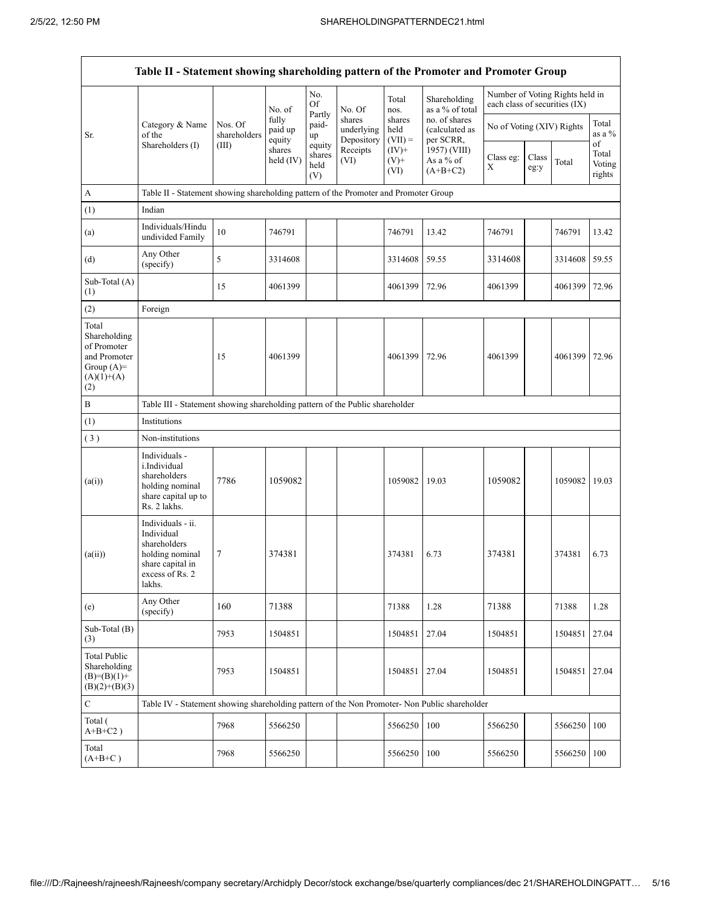| Table II - Statement showing shareholding pattern of the Promoter and Promoter Group | | | | | | | | | | | |
|---|---|---|---|---|---|---|---|---|---|---|---|
| Sr. | Category & Name of the Shareholders (I) | Nos. Of shareholders (III) | No. of fully paid up equity shares held (IV) | No. Of Partly paid-up equity shares held (V) | No. Of shares underlying Depository Receipts (VI) | Total nos. shares held (VII) = (IV)+ (V)+ (VI) | Shareholding as a % of total no. of shares (calculated as per SCRR, 1957) (VIII) As a % of (A+B+C2) | Number of Voting Rights held in each class of securities (IX) | | | |
| | | | | | | | | No of Voting (XIV) Rights | | | Total as a % of Total Voting rights |
| | | | | | | | | Class eg: X | Class eg:y | Total | |
| A | Table II - Statement showing shareholding pattern of the Promoter and Promoter Group | | | | | | | | | | |
| (1) | Indian | | | | | | | | | | |
| (a) | Individuals/Hindu undivided Family | 10 | 746791 | | | 746791 | 13.42 | 746791 | | 746791 | 13.42 |
| (d) | Any Other (specify) | 5 | 3314608 | | | 3314608 | 59.55 | 3314608 | | 3314608 | 59.55 |
| Sub-Total (A) (1) | | 15 | 4061399 | | | 4061399 | 72.96 | 4061399 | | 4061399 | 72.96 |
| (2) | Foreign | | | | | | | | | | |
| Total Shareholding of Promoter and Promoter Group (A)= (A)(1)+(A) (2) | | 15 | 4061399 | | | 4061399 | 72.96 | 4061399 | | 4061399 | 72.96 |
| B | Table III - Statement showing shareholding pattern of the Public shareholder | | | | | | | | | | |
| (1) | Institutions | | | | | | | | | | |
| (3) | Non-institutions | | | | | | | | | | |
| (a(i)) | Individuals - i.Individual shareholders holding nominal share capital up to Rs. 2 lakhs. | 7786 | 1059082 | | | 1059082 | 19.03 | 1059082 | | 1059082 | 19.03 |
| (a(ii)) | Individuals - ii. Individual shareholders holding nominal share capital in excess of Rs. 2 lakhs. | 7 | 374381 | | | 374381 | 6.73 | 374381 | | 374381 | 6.73 |
| (e) | Any Other (specify) | 160 | 71388 | | | 71388 | 1.28 | 71388 | | 71388 | 1.28 |
| Sub-Total (B) (3) | | 7953 | 1504851 | | | 1504851 | 27.04 | 1504851 | | 1504851 | 27.04 |
| Total Public Shareholding (B)=(B)(1)+(B)(2)+(B)(3) | | 7953 | 1504851 | | | 1504851 | 27.04 | 1504851 | | 1504851 | 27.04 |
| C | Table IV - Statement showing shareholding pattern of the Non Promoter- Non Public shareholder | | | | | | | | | | |
| Total ( A+B+C2 ) | | 7968 | 5566250 | | | 5566250 | 100 | 5566250 | | 5566250 | 100 |
| Total (A+B+C ) | | 7968 | 5566250 | | | 5566250 | 100 | 5566250 | | 5566250 | 100 |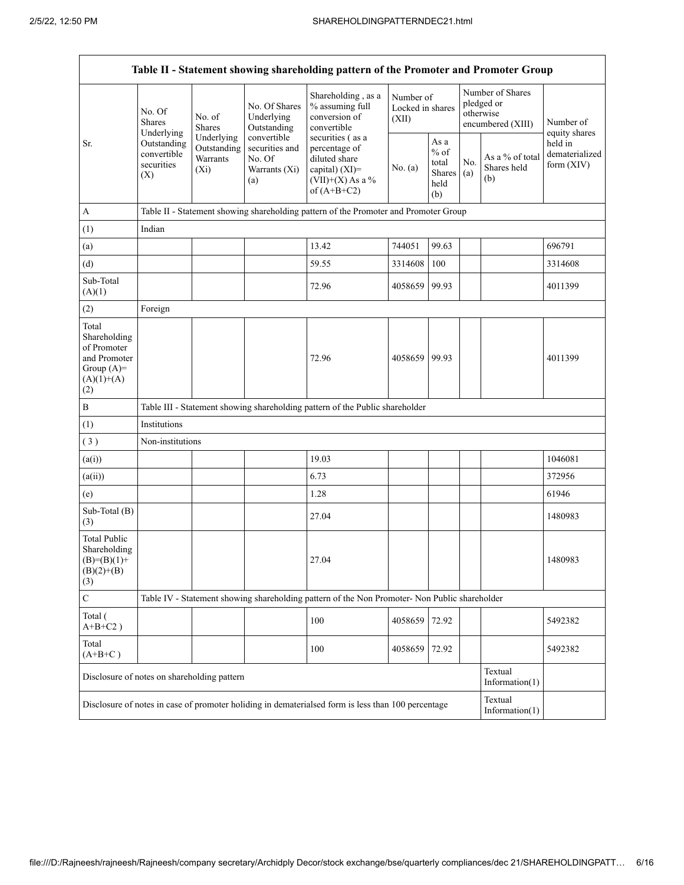| Table II - Statement showing shareholding pattern of the Promoter and Promoter Group | | | | | | | | | |
|---|---|---|---|---|---|---|---|---|---|
| Sr. | No. Of Shares Underlying Outstanding convertible securities (X) | No. of Shares Underlying Outstanding Warrants (Xi) | No. Of Shares Underlying Outstanding convertible securities and No. Of Warrants (Xi) (a) | Shareholding , as a % assuming full conversion of convertible securities ( as a percentage of diluted share capital) (XI)= (VII)+(X) As a % of (A+B+C2) | Number of Locked in shares (XII) | | Number of Shares pledged or otherwise encumbered (XIII) | | Number of equity shares held in dematerialized form (XIV) |
| | | | | | No. (a) | As a % of total Shares held (b) | No. (a) | As a % of total Shares held (b) | |
| A | Table II - Statement showing shareholding pattern of the Promoter and Promoter Group | | | | | | | | |
| (1) | Indian | | | | | | | | |
| (a) | | | | 13.42 | 744051 | 99.63 | | | 696791 |
| (d) | | | | 59.55 | 3314608 | 100 | | | 3314608 |
| Sub-Total (A)(1) | | | | 72.96 | 4058659 | 99.93 | | | 4011399 |
| (2) | Foreign | | | | | | | | |
| Total Shareholding of Promoter and Promoter Group (A)=(A)(1)+(A)(2) | | | | 72.96 | 4058659 | 99.93 | | | 4011399 |
| B | Table III - Statement showing shareholding pattern of the Public shareholder | | | | | | | | |
| (1) | Institutions | | | | | | | | |
| ( 3 ) | Non-institutions | | | | | | | | |
| (a(i)) | | | | 19.03 | | | | | 1046081 |
| (a(ii)) | | | | 6.73 | | | | | 372956 |
| (e) | | | | 1.28 | | | | | 61946 |
| Sub-Total (B)(3) | | | | 27.04 | | | | | 1480983 |
| Total Public Shareholding (B)=(B)(1)+(B)(2)+(B)(3) | | | | 27.04 | | | | | 1480983 |
| C | Table IV - Statement showing shareholding pattern of the Non Promoter- Non Public shareholder | | | | | | | | |
| Total ( A+B+C2 ) | | | | 100 | 4058659 | 72.92 | | | 5492382 |
| Total (A+B+C ) | | | | 100 | 4058659 | 72.92 | | | 5492382 |
| Disclosure of notes on shareholding pattern | | | | | | | | Textual Information(1) | |
| Disclosure of notes in case of promoter holiding in dematerialsed form is less than 100 percentage | | | | | | | | Textual Information(1) | |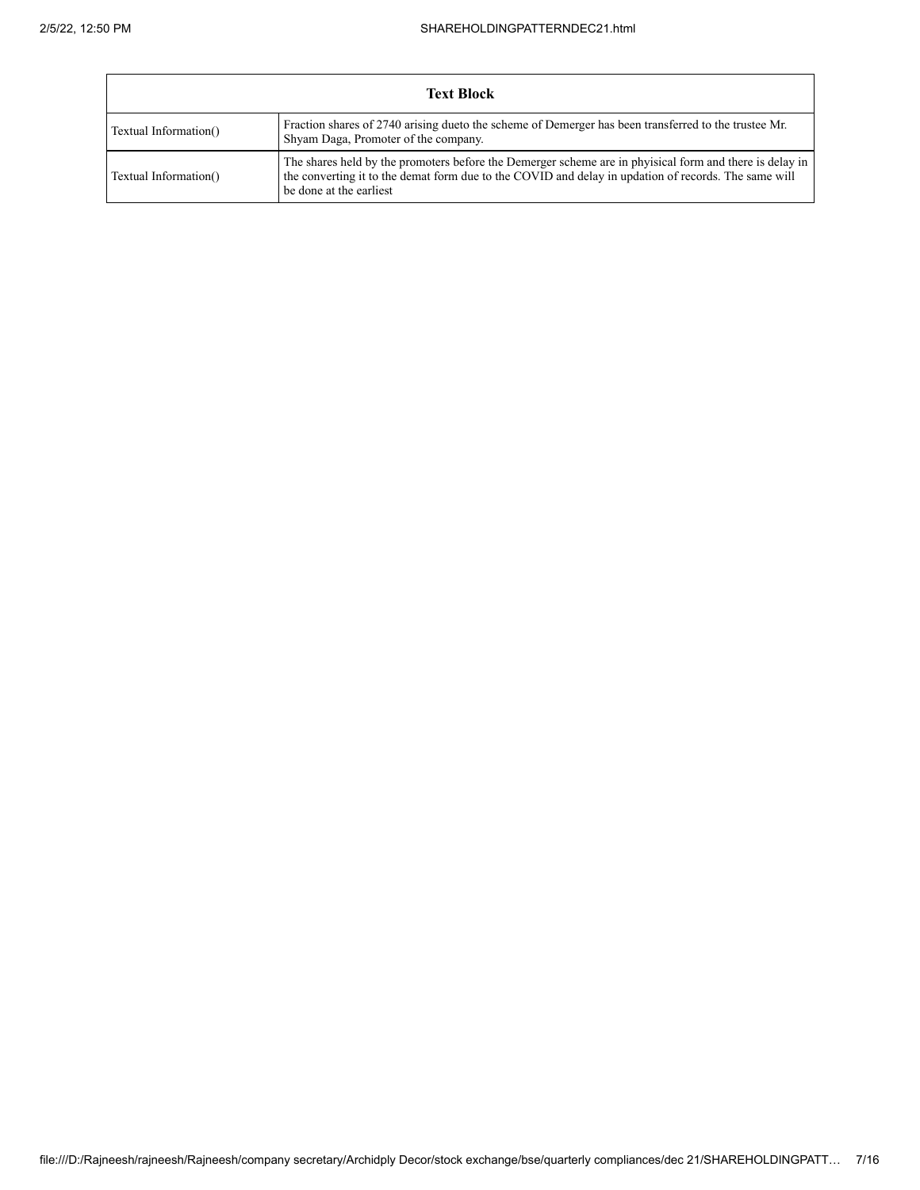| Text Block | |
|---|---|
| Textual Information() | Fraction shares of 2740 arising dueto the scheme of Demerger has been transferred to the trustee Mr. Shyam Daga, Promoter of the company. |
| Textual Information() | The shares held by the promoters before the Demerger scheme are in phyisical form and there is delay in the converting it to the demat form due to the COVID and delay in updation of records. The same will be done at the earliest |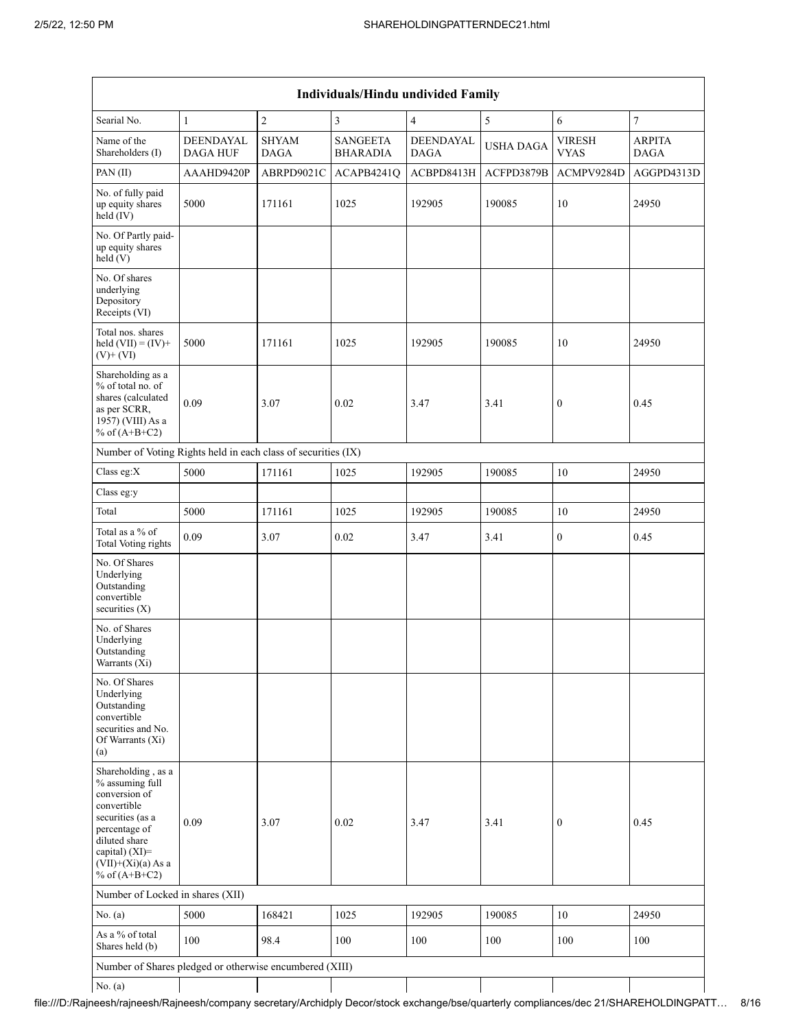| Individuals/Hindu undivided Family | | | | | | | |
|---|---|---|---|---|---|---|---|
| Searial No. | 1 | 2 | 3 | 4 | 5 | 6 | 7 |
| Name of the Shareholders (I) | DEENDAYAL DAGA HUF | SHYAM DAGA | SANGEETA BHARADIA | DEENDAYAL DAGA | USHA DAGA | VIRESH VYAS | ARPITA DAGA |
| PAN (II) | AAAHD9420P | ABRPD9021C | ACAPB4241Q | ACBPD8413H | ACFPD3879B | ACMPV9284D | AGGPD4313D |
| No. of fully paid up equity shares held (IV) | 5000 | 171161 | 1025 | 192905 | 190085 | 10 | 24950 |
| No. Of Partly paid-up equity shares held (V) | | | | | | | |
| No. Of shares underlying Depository Receipts (VI) | | | | | | | |
| Total nos. shares held (VII) = (IV)+ (V)+ (VI) | 5000 | 171161 | 1025 | 192905 | 190085 | 10 | 24950 |
| Shareholding as a % of total no. of shares (calculated as per SCRR, 1957) (VIII) As a % of (A+B+C2) | 0.09 | 3.07 | 0.02 | 3.47 | 3.41 | 0 | 0.45 |
| Number of Voting Rights held in each class of securities (IX) | | | | | | | |
| Class eg:X | 5000 | 171161 | 1025 | 192905 | 190085 | 10 | 24950 |
| Class eg:y | | | | | | | |
| Total | 5000 | 171161 | 1025 | 192905 | 190085 | 10 | 24950 |
| Total as a % of Total Voting rights | 0.09 | 3.07 | 0.02 | 3.47 | 3.41 | 0 | 0.45 |
| No. Of Shares Underlying Outstanding convertible securities (X) | | | | | | | |
| No. of Shares Underlying Outstanding Warrants (Xi) | | | | | | | |
| No. Of Shares Underlying Outstanding convertible securities and No. Of Warrants (Xi) (a) | | | | | | | |
| Shareholding , as a % assuming full conversion of convertible securities (as a percentage of diluted share capital) (XI)= (VII)+(Xi)(a) As a % of (A+B+C2) | 0.09 | 3.07 | 0.02 | 3.47 | 3.41 | 0 | 0.45 |
| Number of Locked in shares (XII) | | | | | | | |
| No. (a) | 5000 | 168421 | 1025 | 192905 | 190085 | 10 | 24950 |
| As a % of total Shares held (b) | 100 | 98.4 | 100 | 100 | 100 | 100 | 100 |
| Number of Shares pledged or otherwise encumbered (XIII) | | | | | | | |
| No. (a) | | | | | | | |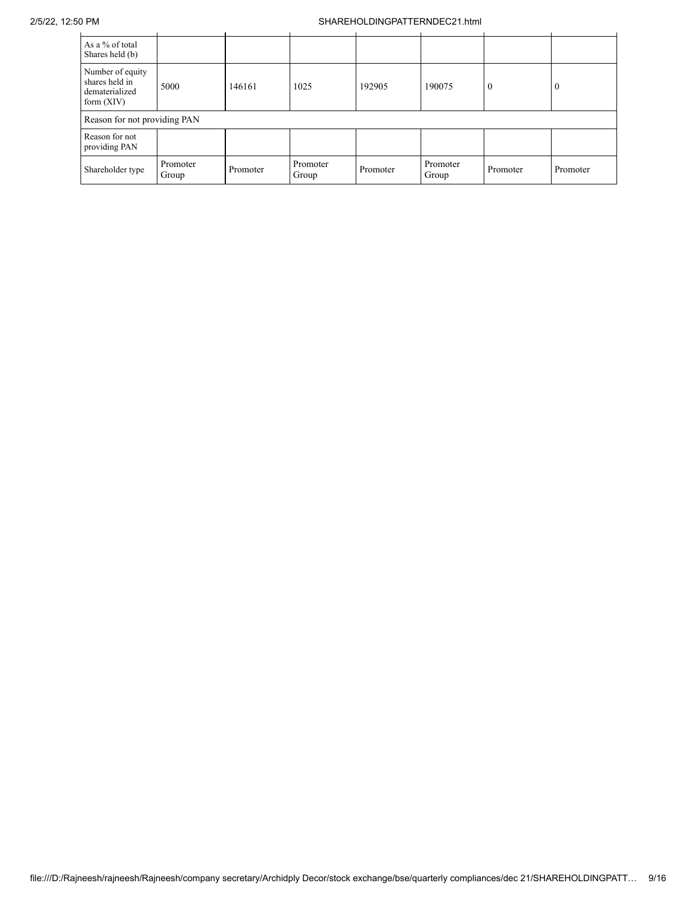| As a % of total Shares held (b) | | | | | | | |
|---|---|---|---|---|---|---|---|
| Number of equity shares held in dematerialized form (XIV) | 5000 | 146161 | 1025 | 192905 | 190075 | 0 | 0 |
| Reason for not providing PAN | | | | | | | |
| Reason for not providing PAN | | | | | | | |
| Shareholder type | Promoter Group | Promoter | Promoter Group | Promoter | Promoter Group | Promoter | Promoter |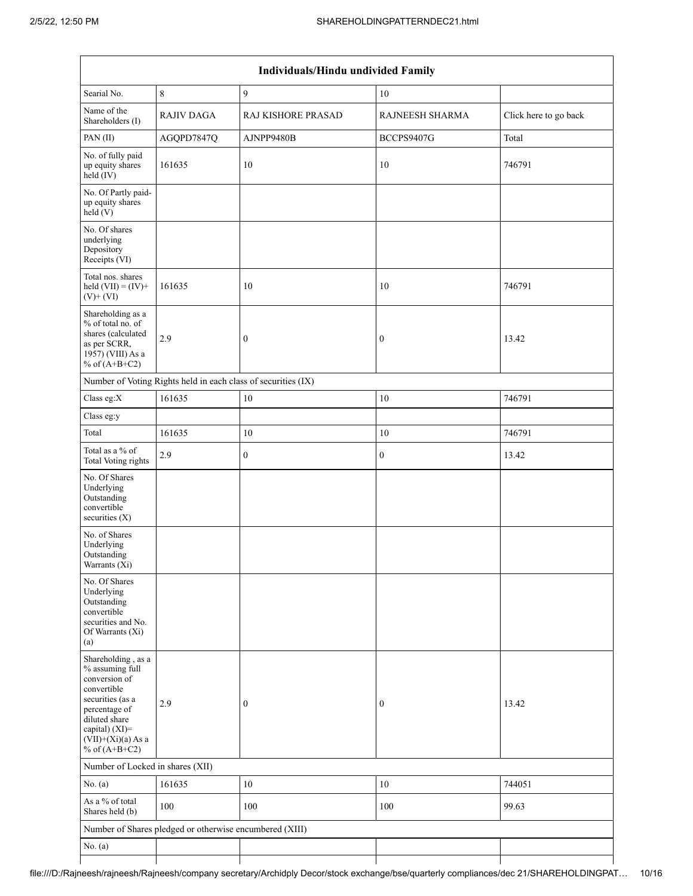| Individuals/Hindu undivided Family | | | | |
|---|---|---|---|---|
| Searial No. | 8 | 9 | 10 | |
| Name of the Shareholders (I) | RAJIV DAGA | RAJ KISHORE PRASAD | RAJNEESH SHARMA | Click here to go back |
| PAN (II) | AGQPD7847Q | AJNPP9480B | BCCPS9407G | Total |
| No. of fully paid up equity shares held (IV) | 161635 | 10 | 10 | 746791 |
| No. Of Partly paid-up equity shares held (V) | | | | |
| No. Of shares underlying Depository Receipts (VI) | | | | |
| Total nos. shares held (VII) = (IV)+(V)+ (VI) | 161635 | 10 | 10 | 746791 |
| Shareholding as a % of total no. of shares (calculated as per SCRR, 1957) (VIII) As a % of (A+B+C2) | 2.9 | 0 | 0 | 13.42 |
| Number of Voting Rights held in each class of securities (IX) | | | | |
| Class eg:X | 161635 | 10 | 10 | 746791 |
| Class eg:y | | | | |
| Total | 161635 | 10 | 10 | 746791 |
| Total as a % of Total Voting rights | 2.9 | 0 | 0 | 13.42 |
| No. Of Shares Underlying Outstanding convertible securities (X) | | | | |
| No. of Shares Underlying Outstanding Warrants (Xi) | | | | |
| No. Of Shares Underlying Outstanding convertible securities and No. Of Warrants (Xi) (a) | | | | |
| Shareholding , as a % assuming full conversion of convertible securities (as a percentage of diluted share capital) (XI)= (VII)+(Xi)(a) As a % of (A+B+C2) | 2.9 | 0 | 0 | 13.42 |
| Number of Locked in shares (XII) | | | | |
| No. (a) | 161635 | 10 | 10 | 744051 |
| As a % of total Shares held (b) | 100 | 100 | 100 | 99.63 |
| Number of Shares pledged or otherwise encumbered (XIII) | | | | |
| No. (a) | | | | |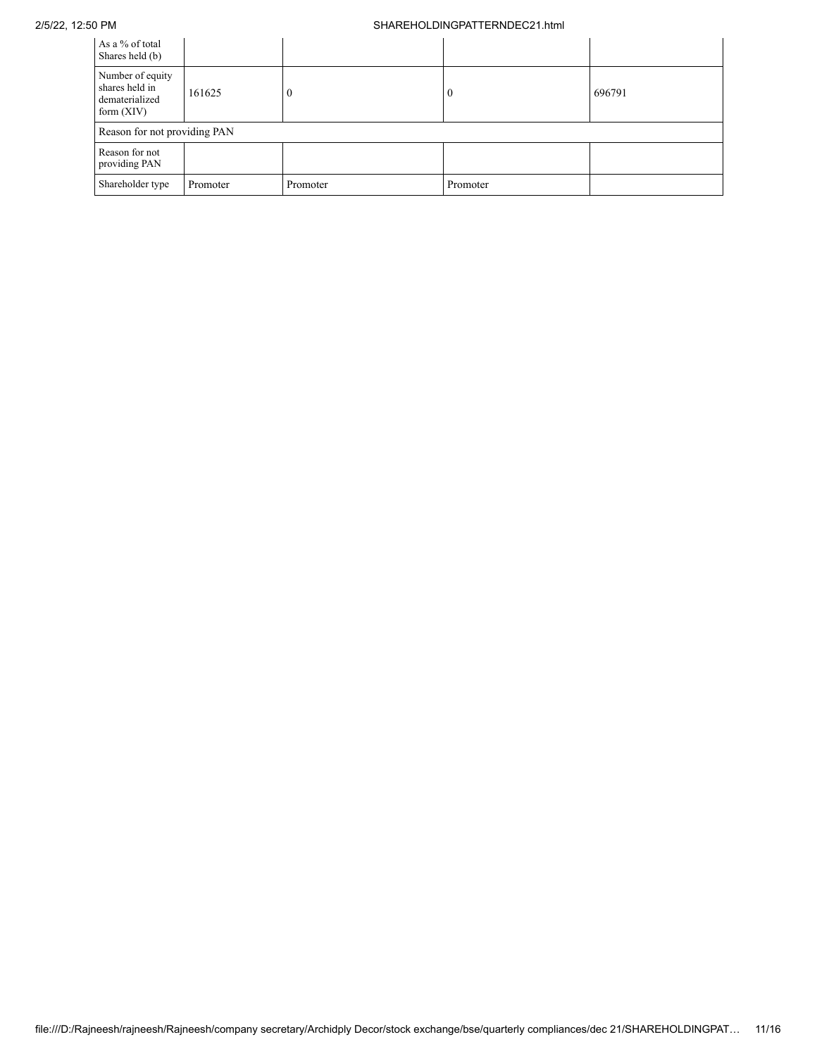| As a % of total Shares held (b) | | | | |
|---|---|---|---|---|
| Number of equity shares held in dematerialized form (XIV) | 161625 | 0 | 0 | 696791 |
| Reason for not providing PAN | | | | |
| Reason for not providing PAN | | | | |
| Shareholder type | Promoter | Promoter | Promoter | |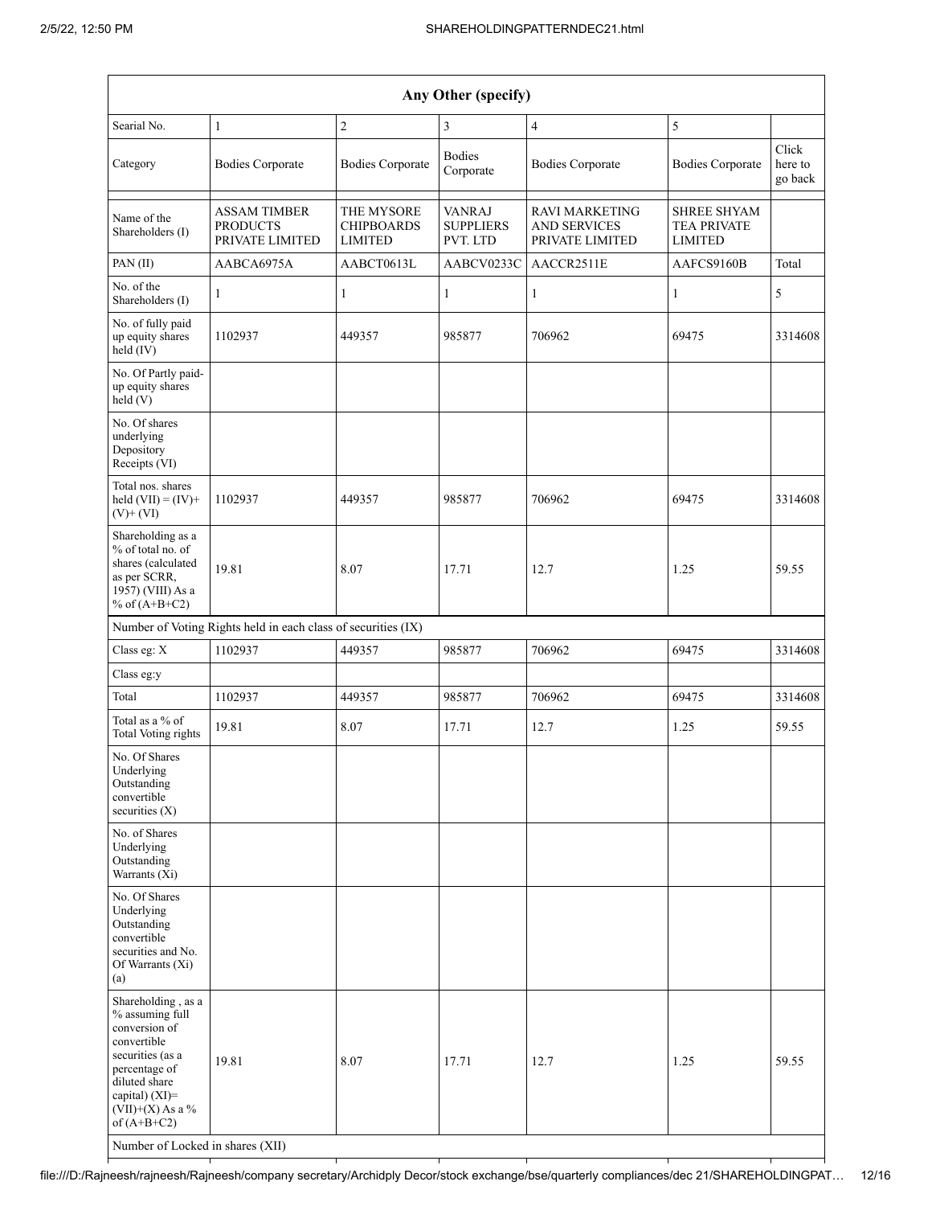| Any Other (specify) | | | | | | |
|---|---|---|---|---|---|---|
| Searial No. | 1 | 2 | 3 | 4 | 5 | |
| Category | Bodies Corporate | Bodies Corporate | Bodies Corporate | Bodies Corporate | Bodies Corporate | Click here to go back |
| Name of the Shareholders (I) | ASSAM TIMBER PRODUCTS PRIVATE LIMITED | THE MYSORE CHIPBOARDS LIMITED | VANRAJ SUPPLIERS PVT. LTD | RAVI MARKETING AND SERVICES PRIVATE LIMITED | SHREE SHYAM TEA PRIVATE LIMITED | |
| PAN (II) | AABCA6975A | AABCT0613L | AABCV0233C | AACCR2511E | AAFCS9160B | Total |
| No. of the Shareholders (I) | 1 | 1 | 1 | 1 | 1 | 5 |
| No. of fully paid up equity shares held (IV) | 1102937 | 449357 | 985877 | 706962 | 69475 | 3314608 |
| No. Of Partly paid-up equity shares held (V) | | | | | | |
| No. Of shares underlying Depository Receipts (VI) | | | | | | |
| Total nos. shares held (VII) = (IV)+ (V)+ (VI) | 1102937 | 449357 | 985877 | 706962 | 69475 | 3314608 |
| Shareholding as a % of total no. of shares (calculated as per SCRR, 1957) (VIII) As a % of (A+B+C2) | 19.81 | 8.07 | 17.71 | 12.7 | 1.25 | 59.55 |
| Number of Voting Rights held in each class of securities (IX) | | | | | | |
| Class eg: X | 1102937 | 449357 | 985877 | 706962 | 69475 | 3314608 |
| Class eg:y | | | | | | |
| Total | 1102937 | 449357 | 985877 | 706962 | 69475 | 3314608 |
| Total as a % of Total Voting rights | 19.81 | 8.07 | 17.71 | 12.7 | 1.25 | 59.55 |
| No. Of Shares Underlying Outstanding convertible securities (X) | | | | | | |
| No. of Shares Underlying Outstanding Warrants (Xi) | | | | | | |
| No. Of Shares Underlying Outstanding convertible securities and No. Of Warrants (Xi) (a) | | | | | | |
| Shareholding , as a % assuming full conversion of convertible securities (as a percentage of diluted share capital) (XI)= (VII)+(X) As a % of (A+B+C2) | 19.81 | 8.07 | 17.71 | 12.7 | 1.25 | 59.55 |
| Number of Locked in shares (XII) | | | | | | |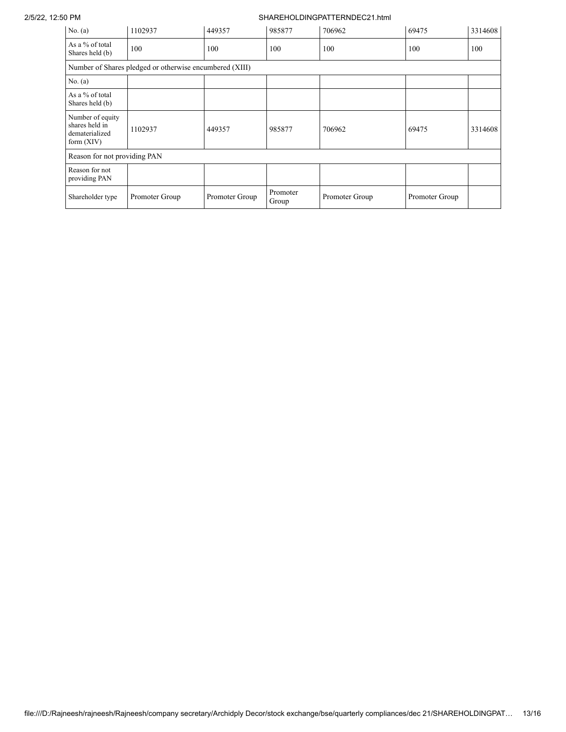| | | | | | | |
|---|---|---|---|---|---|---|
| No. (a) | 1102937 | 449357 | 985877 | 706962 | 69475 | 3314608 |
| As a % of total Shares held (b) | 100 | 100 | 100 | 100 | 100 | 100 |
| Number of Shares pledged or otherwise encumbered (XIII) | | | | | | |
| No. (a) | | | | | | |
| As a % of total Shares held (b) | | | | | | |
| Number of equity shares held in dematerialized form (XIV) | 1102937 | 449357 | 985877 | 706962 | 69475 | 3314608 |
| Reason for not providing PAN | | | | | | |
| Reason for not providing PAN | | | | | | |
| Shareholder type | Promoter Group | Promoter Group | Promoter Group | Promoter Group | Promoter Group | |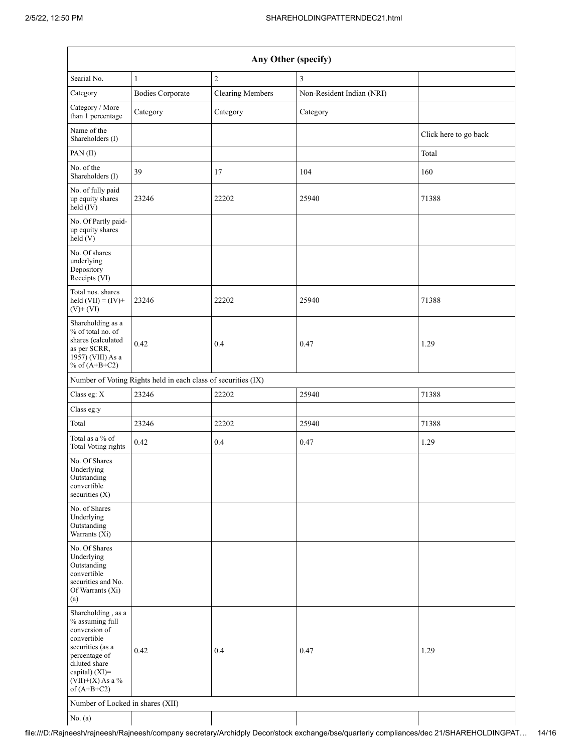| Any Other (specify) | | | | |
|---|---|---|---|---|
| Searial No. | 1 | 2 | 3 | |
| Category | Bodies Corporate | Clearing Members | Non-Resident Indian (NRI) | |
| Category / More than 1 percentage | Category | Category | Category | |
| Name of the Shareholders (I) | | | | Click here to go back |
| PAN (II) | | | | Total |
| No. of the Shareholders (I) | 39 | 17 | 104 | 160 |
| No. of fully paid up equity shares held (IV) | 23246 | 22202 | 25940 | 71388 |
| No. Of Partly paid-up equity shares held (V) | | | | |
| No. Of shares underlying Depository Receipts (VI) | | | | |
| Total nos. shares held (VII) = (IV)+ (V)+ (VI) | 23246 | 22202 | 25940 | 71388 |
| Shareholding as a % of total no. of shares (calculated as per SCRR, 1957) (VIII) As a % of (A+B+C2) | 0.42 | 0.4 | 0.47 | 1.29 |
| Number of Voting Rights held in each class of securities (IX) | | | | |
| Class eg: X | 23246 | 22202 | 25940 | 71388 |
| Class eg:y | | | | |
| Total | 23246 | 22202 | 25940 | 71388 |
| Total as a % of Total Voting rights | 0.42 | 0.4 | 0.47 | 1.29 |
| No. Of Shares Underlying Outstanding convertible securities (X) | | | | |
| No. of Shares Underlying Outstanding Warrants (Xi) | | | | |
| No. Of Shares Underlying Outstanding convertible securities and No. Of Warrants (Xi) (a) | | | | |
| Shareholding , as a % assuming full conversion of convertible securities (as a percentage of diluted share capital) (XI)= (VII)+(X) As a % of (A+B+C2) | 0.42 | 0.4 | 0.47 | 1.29 |
| Number of Locked in shares (XII) | | | | |
| No. (a) | | | | |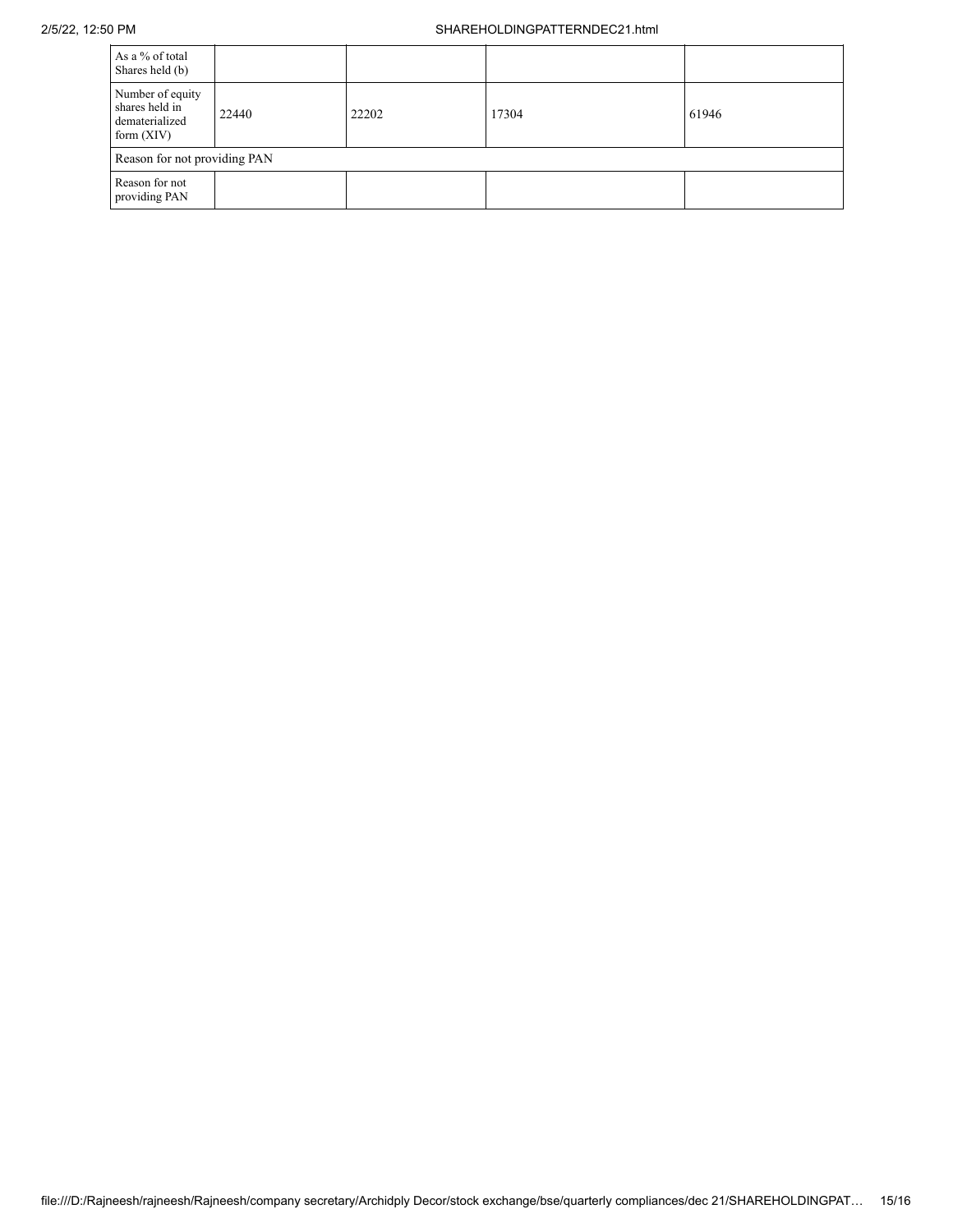| As a % of total Shares held (b) | | | | |
|---|---|---|---|---|
| Number of equity shares held in dematerialized form (XIV) | 22440 | 22202 | 17304 | 61946 |
| Reason for not providing PAN | | | | |
| Reason for not providing PAN | | | | |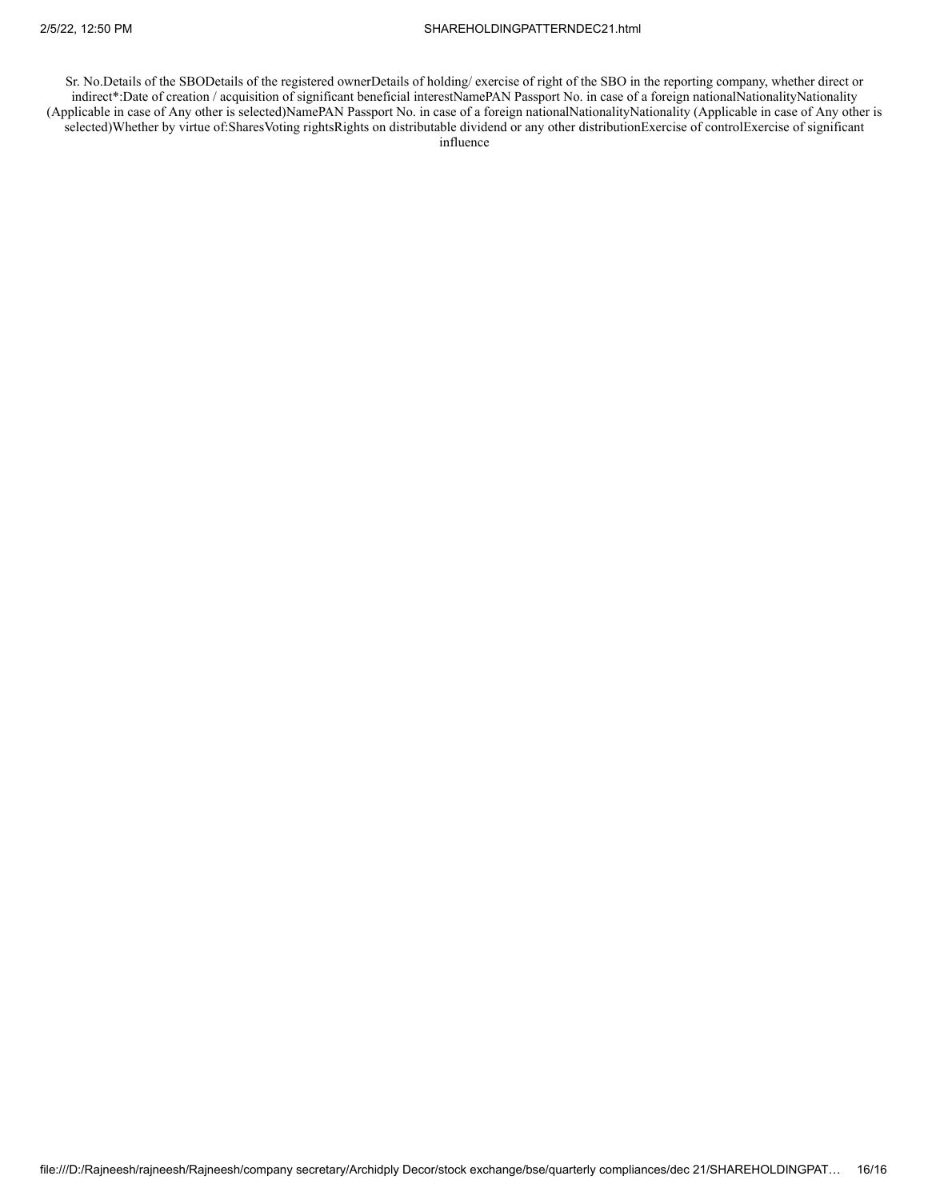Sr. No.Details of the SBODetails of the registered ownerDetails of holding/ exercise of right of the SBO in the reporting company, whether direct or indirect*:Date of creation / acquisition of significant beneficial interestNamePAN Passport No. in case of a foreign nationalNationalityNationality (Applicable in case of Any other is selected)NamePAN Passport No. in case of a foreign nationalNationalityNationality (Applicable in case of Any other is selected)Whether by virtue of:SharesVoting rightsRights on distributable dividend or any other distributionExercise of controlExercise of significant influence